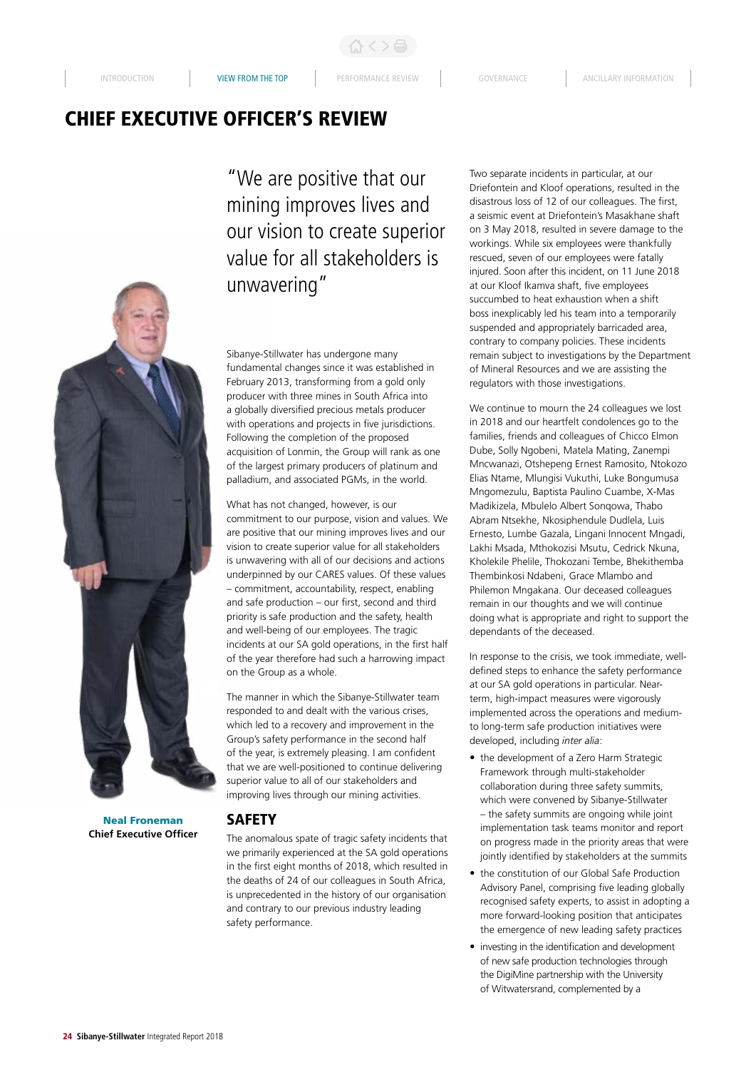# CHIEF EXECUTIVE OFFICER'S REVIEW

"We are positive that our mining improves lives and our vision to create superior value for all stakeholders is unwavering"

**Neal Froneman**
**Chief Executive Officer**

Sibanye-Stillwater has undergone many fundamental changes since it was established in February 2013, transforming from a gold only producer with three mines in South Africa into a globally diversified precious metals producer with operations and projects in five jurisdictions. Following the completion of the proposed acquisition of Lonmin, the Group will rank as one of the largest primary producers of platinum and palladium, and associated PGMs, in the world.

What has not changed, however, is our commitment to our purpose, vision and values. We are positive that our mining improves lives and our vision to create superior value for all stakeholders is unwavering with all of our decisions and actions underpinned by our CARES values. Of these values – commitment, accountability, respect, enabling and safe production – our first, second and third priority is safe production and the safety, health and well-being of our employees. The tragic incidents at our SA gold operations, in the first half of the year therefore had such a harrowing impact on the Group as a whole.

The manner in which the Sibanye-Stillwater team responded to and dealt with the various crises, which led to a recovery and improvement in the Group's safety performance in the second half of the year, is extremely pleasing. I am confident that we are well-positioned to continue delivering superior value to all of our stakeholders and improving lives through our mining activities.

## SAFETY

The anomalous spate of tragic safety incidents that we primarily experienced at the SA gold operations in the first eight months of 2018, which resulted in the deaths of 24 of our colleagues in South Africa, is unprecedented in the history of our organisation and contrary to our previous industry leading safety performance.

Two separate incidents in particular, at our Driefontein and Kloof operations, resulted in the disastrous loss of 12 of our colleagues. The first, a seismic event at Driefontein's Masakhane shaft on 3 May 2018, resulted in severe damage to the workings. While six employees were thankfully rescued, seven of our employees were fatally injured. Soon after this incident, on 11 June 2018 at our Kloof Ikamva shaft, five employees succumbed to heat exhaustion when a shift boss inexplicably led his team into a temporarily suspended and appropriately barricaded area, contrary to company policies. These incidents remain subject to investigations by the Department of Mineral Resources and we are assisting the regulators with those investigations.

We continue to mourn the 24 colleagues we lost in 2018 and our heartfelt condolences go to the families, friends and colleagues of Chicco Elmon Dube, Solly Ngobeni, Matela Mating, Zanempi Mncwanazi, Otshepeng Ernest Ramosito, Ntokozo Elias Ntame, Mlungisi Vukuthi, Luke Bongumusa Mngomezulu, Baptista Paulino Cuambe, X-Mas Madikizela, Mbulelo Albert Songqowa, Thabo Abram Ntsekhe, Nkosiphendule Dudlela, Luis Ernesto, Lumbe Gazala, Lingani Innocent Mngadi, Lakhi Msada, Mthokozisi Msutu, Cedrick Nkuna, Kholekile Phelile, Thokozani Tembe, Bhekithemba Thembinkosi Ndabeni, Grace Mlambo and Philemon Mngakana. Our deceased colleagues remain in our thoughts and we will continue doing what is appropriate and right to support the dependants of the deceased.

In response to the crisis, we took immediate, well-defined steps to enhance the safety performance at our SA gold operations in particular. Near-term, high-impact measures were vigorously implemented across the operations and medium- to long-term safe production initiatives were developed, including *inter alia*:

- the development of a Zero Harm Strategic Framework through multi-stakeholder collaboration during three safety summits, which were convened by Sibanye-Stillwater – the safety summits are ongoing while joint implementation task teams monitor and report on progress made in the priority areas that were jointly identified by stakeholders at the summits
- the constitution of our Global Safe Production Advisory Panel, comprising five leading globally recognised safety experts, to assist in adopting a more forward-looking position that anticipates the emergence of new leading safety practices
- investing in the identification and development of new safe production technologies through the DigiMine partnership with the University of Witwatersrand, complemented by a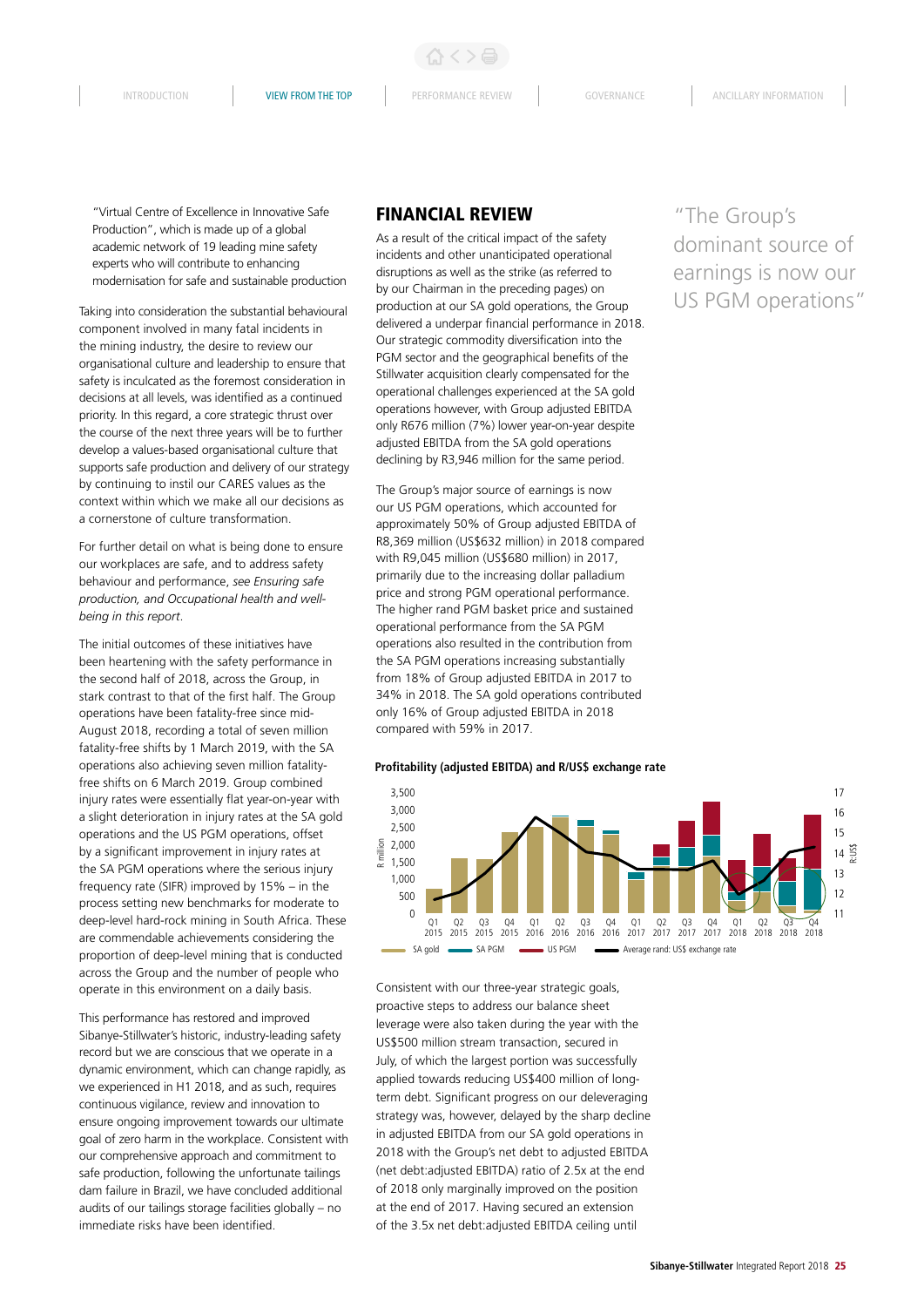"Virtual Centre of Excellence in Innovative Safe Production", which is made up of a global academic network of 19 leading mine safety experts who will contribute to enhancing modernisation for safe and sustainable production

Taking into consideration the substantial behavioural component involved in many fatal incidents in the mining industry, the desire to review our organisational culture and leadership to ensure that safety is inculcated as the foremost consideration in decisions at all levels, was identified as a continued priority. In this regard, a core strategic thrust over the course of the next three years will be to further develop a values-based organisational culture that supports safe production and delivery of our strategy by continuing to instil our CARES values as the context within which we make all our decisions as a cornerstone of culture transformation.

For further detail on what is being done to ensure our workplaces are safe, and to address safety behaviour and performance, *see Ensuring safe production, and Occupational health and well-being in this report*.

The initial outcomes of these initiatives have been heartening with the safety performance in the second half of 2018, across the Group, in stark contrast to that of the first half. The Group operations have been fatality-free since mid-August 2018, recording a total of seven million fatality-free shifts by 1 March 2019, with the SA operations also achieving seven million fatality-free shifts on 6 March 2019. Group combined injury rates were essentially flat year-on-year with a slight deterioration in injury rates at the SA gold operations and the US PGM operations, offset by a significant improvement in injury rates at the SA PGM operations where the serious injury frequency rate (SIFR) improved by 15% – in the process setting new benchmarks for moderate to deep-level hard-rock mining in South Africa. These are commendable achievements considering the proportion of deep-level mining that is conducted across the Group and the number of people who operate in this environment on a daily basis.

This performance has restored and improved Sibanye-Stillwater's historic, industry-leading safety record but we are conscious that we operate in a dynamic environment, which can change rapidly, as we experienced in H1 2018, and as such, requires continuous vigilance, review and innovation to ensure ongoing improvement towards our ultimate goal of zero harm in the workplace. Consistent with our comprehensive approach and commitment to safe production, following the unfortunate tailings dam failure in Brazil, we have concluded additional audits of our tailings storage facilities globally – no immediate risks have been identified.

## FINANCIAL REVIEW

As a result of the critical impact of the safety incidents and other unanticipated operational disruptions as well as the strike (as referred to by our Chairman in the preceding pages) on production at our SA gold operations, the Group delivered a underpar financial performance in 2018. Our strategic commodity diversification into the PGM sector and the geographical benefits of the Stillwater acquisition clearly compensated for the operational challenges experienced at the SA gold operations however, with Group adjusted EBITDA only R676 million (7%) lower year-on-year despite adjusted EBITDA from the SA gold operations declining by R3,946 million for the same period.

The Group's major source of earnings is now our US PGM operations, which accounted for approximately 50% of Group adjusted EBITDA of R8,369 million (US$632 million) in 2018 compared with R9,045 million (US$680 million) in 2017, primarily due to the increasing dollar palladium price and strong PGM operational performance. The higher rand PGM basket price and sustained operational performance from the SA PGM operations also resulted in the contribution from the SA PGM operations increasing substantially from 18% of Group adjusted EBITDA in 2017 to 34% in 2018. The SA gold operations contributed only 16% of Group adjusted EBITDA in 2018 compared with 59% in 2017.

> "The Group's dominant source of earnings is now our US PGM operations"

**Profitability (adjusted EBITDA) and R/US$ exchange rate**

Consistent with our three-year strategic goals, proactive steps to address our balance sheet leverage were also taken during the year with the US$500 million stream transaction, secured in July, of which the largest portion was successfully applied towards reducing US$400 million of long-term debt. Significant progress on our deleveraging strategy was, however, delayed by the sharp decline in adjusted EBITDA from our SA gold operations in 2018 with the Group's net debt to adjusted EBITDA (net debt:adjusted EBITDA) ratio of 2.5x at the end of 2018 only marginally improved on the position at the end of 2017. Having secured an extension of the 3.5x net debt:adjusted EBITDA ceiling until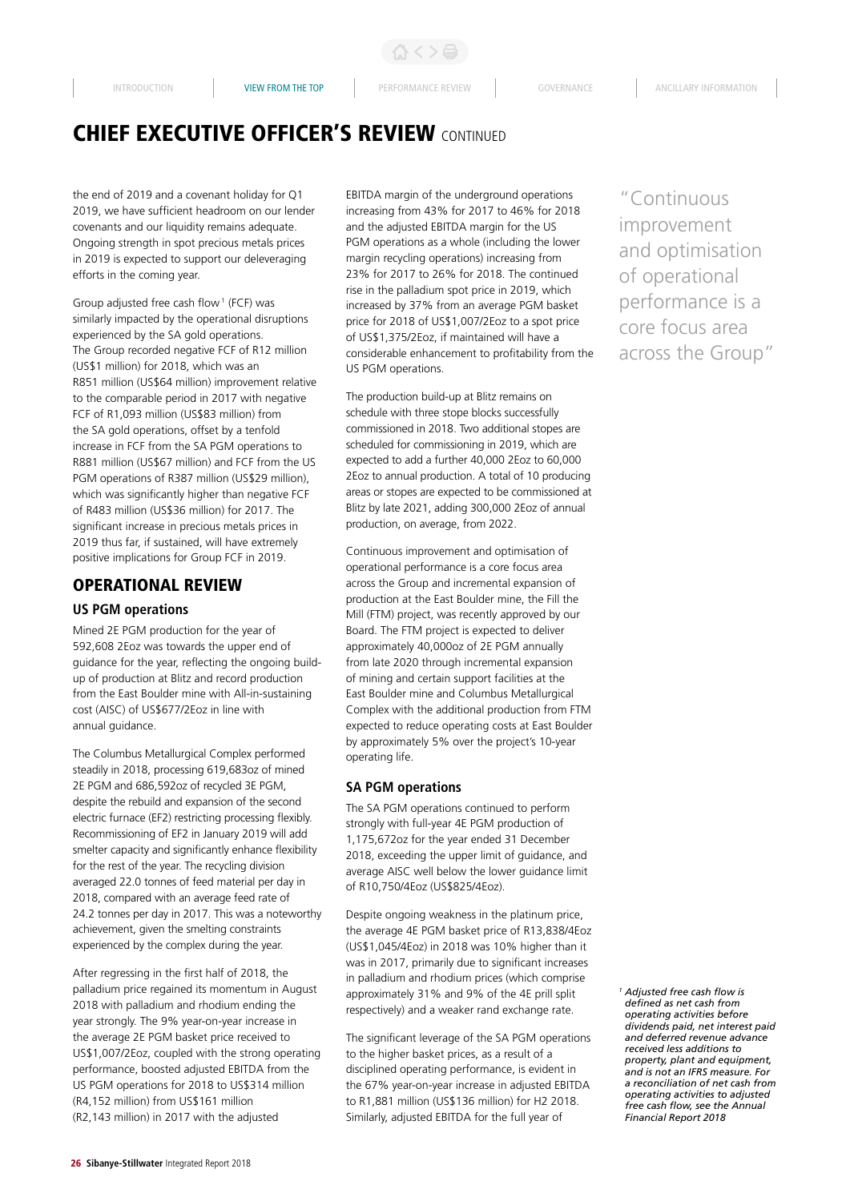# CHIEF EXECUTIVE OFFICER'S REVIEW CONTINUED

the end of 2019 and a covenant holiday for Q1 2019, we have sufficient headroom on our lender covenants and our liquidity remains adequate. Ongoing strength in spot precious metals prices in 2019 is expected to support our deleveraging efforts in the coming year.

Group adjusted free cash flow[1] (FCF) was similarly impacted by the operational disruptions experienced by the SA gold operations. The Group recorded negative FCF of R12 million (US$1 million) for 2018, which was an R851 million (US$64 million) improvement relative to the comparable period in 2017 with negative FCF of R1,093 million (US$83 million) from the SA gold operations, offset by a tenfold increase in FCF from the SA PGM operations to R881 million (US$67 million) and FCF from the US PGM operations of R387 million (US$29 million), which was significantly higher than negative FCF of R483 million (US$36 million) for 2017. The significant increase in precious metals prices in 2019 thus far, if sustained, will have extremely positive implications for Group FCF in 2019.

## OPERATIONAL REVIEW

### US PGM operations

Mined 2E PGM production for the year of 592,608 2Eoz was towards the upper end of guidance for the year, reflecting the ongoing build-up of production at Blitz and record production from the East Boulder mine with All-in-sustaining cost (AISC) of US$677/2Eoz in line with annual guidance.

The Columbus Metallurgical Complex performed steadily in 2018, processing 619,683oz of mined 2E PGM and 686,592oz of recycled 3E PGM, despite the rebuild and expansion of the second electric furnace (EF2) restricting processing flexibly. Recommissioning of EF2 in January 2019 will add smelter capacity and significantly enhance flexibility for the rest of the year. The recycling division averaged 22.0 tonnes of feed material per day in 2018, compared with an average feed rate of 24.2 tonnes per day in 2017. This was a noteworthy achievement, given the smelting constraints experienced by the complex during the year.

After regressing in the first half of 2018, the palladium price regained its momentum in August 2018 with palladium and rhodium ending the year strongly. The 9% year-on-year increase in the average 2E PGM basket price received to US$1,007/2Eoz, coupled with the strong operating performance, boosted adjusted EBITDA from the US PGM operations for 2018 to US$314 million (R4,152 million) from US$161 million (R2,143 million) in 2017 with the adjusted EBITDA margin of the underground operations increasing from 43% for 2017 to 46% for 2018 and the adjusted EBITDA margin for the US PGM operations as a whole (including the lower margin recycling operations) increasing from 23% for 2017 to 26% for 2018. The continued rise in the palladium spot price in 2019, which increased by 37% from an average PGM basket price for 2018 of US$1,007/2Eoz to a spot price of US$1,375/2Eoz, if maintained will have a considerable enhancement to profitability from the US PGM operations.

The production build-up at Blitz remains on schedule with three stope blocks successfully commissioned in 2018. Two additional stopes are scheduled for commissioning in 2019, which are expected to add a further 40,000 2Eoz to 60,000 2Eoz to annual production. A total of 10 producing areas or stopes are expected to be commissioned at Blitz by late 2021, adding 300,000 2Eoz of annual production, on average, from 2022.

Continuous improvement and optimisation of operational performance is a core focus area across the Group and incremental expansion of production at the East Boulder mine, the Fill the Mill (FTM) project, was recently approved by our Board. The FTM project is expected to deliver approximately 40,000oz of 2E PGM annually from late 2020 through incremental expansion of mining and certain support facilities at the East Boulder mine and Columbus Metallurgical Complex with the additional production from FTM expected to reduce operating costs at East Boulder by approximately 5% over the project's 10-year operating life.

### SA PGM operations

The SA PGM operations continued to perform strongly with full-year 4E PGM production of 1,175,672oz for the year ended 31 December 2018, exceeding the upper limit of guidance, and average AISC well below the lower guidance limit of R10,750/4Eoz (US$825/4Eoz).

Despite ongoing weakness in the platinum price, the average 4E PGM basket price of R13,838/4Eoz (US$1,045/4Eoz) in 2018 was 10% higher than it was in 2017, primarily due to significant increases in palladium and rhodium prices (which comprise approximately 31% and 9% of the 4E prill split respectively) and a weaker rand exchange rate.

The significant leverage of the SA PGM operations to the higher basket prices, as a result of a disciplined operating performance, is evident in the 67% year-on-year increase in adjusted EBITDA to R1,881 million (US$136 million) for H2 2018. Similarly, adjusted EBITDA for the full year of

> "Continuous improvement and optimisation of operational performance is a core focus area across the Group"

*[1] Adjusted free cash flow is defined as net cash from operating activities before dividends paid, net interest paid and deferred revenue advance received less additions to property, plant and equipment, and is not an IFRS measure. For a reconciliation of net cash from operating activities to adjusted free cash flow, see the Annual Financial Report 2018*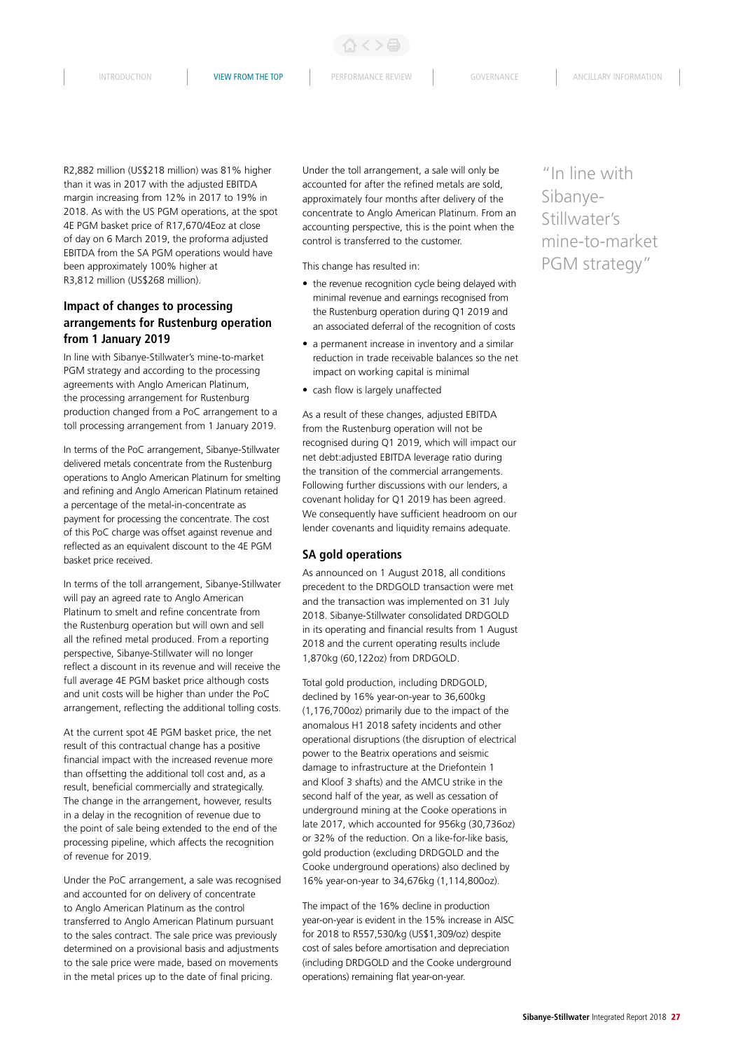R2,882 million (US$218 million) was 81% higher than it was in 2017 with the adjusted EBITDA margin increasing from 12% in 2017 to 19% in 2018. As with the US PGM operations, at the spot 4E PGM basket price of R17,670/4Eoz at close of day on 6 March 2019, the proforma adjusted EBITDA from the SA PGM operations would have been approximately 100% higher at R3,812 million (US$268 million).

### Impact of changes to processing arrangements for Rustenburg operation from 1 January 2019

In line with Sibanye-Stillwater's mine-to-market PGM strategy and according to the processing agreements with Anglo American Platinum, the processing arrangement for Rustenburg production changed from a PoC arrangement to a toll processing arrangement from 1 January 2019.

In terms of the PoC arrangement, Sibanye-Stillwater delivered metals concentrate from the Rustenburg operations to Anglo American Platinum for smelting and refining and Anglo American Platinum retained a percentage of the metal-in-concentrate as payment for processing the concentrate. The cost of this PoC charge was offset against revenue and reflected as an equivalent discount to the 4E PGM basket price received.

In terms of the toll arrangement, Sibanye-Stillwater will pay an agreed rate to Anglo American Platinum to smelt and refine concentrate from the Rustenburg operation but will own and sell all the refined metal produced. From a reporting perspective, Sibanye-Stillwater will no longer reflect a discount in its revenue and will receive the full average 4E PGM basket price although costs and unit costs will be higher than under the PoC arrangement, reflecting the additional tolling costs.

At the current spot 4E PGM basket price, the net result of this contractual change has a positive financial impact with the increased revenue more than offsetting the additional toll cost and, as a result, beneficial commercially and strategically. The change in the arrangement, however, results in a delay in the recognition of revenue due to the point of sale being extended to the end of the processing pipeline, which affects the recognition of revenue for 2019.

Under the PoC arrangement, a sale was recognised and accounted for on delivery of concentrate to Anglo American Platinum as the control transferred to Anglo American Platinum pursuant to the sales contract. The sale price was previously determined on a provisional basis and adjustments to the sale price were made, based on movements in the metal prices up to the date of final pricing.

Under the toll arrangement, a sale will only be accounted for after the refined metals are sold, approximately four months after delivery of the concentrate to Anglo American Platinum. From an accounting perspective, this is the point when the control is transferred to the customer.

This change has resulted in:

- the revenue recognition cycle being delayed with minimal revenue and earnings recognised from the Rustenburg operation during Q1 2019 and an associated deferral of the recognition of costs
- a permanent increase in inventory and a similar reduction in trade receivable balances so the net impact on working capital is minimal
- cash flow is largely unaffected

As a result of these changes, adjusted EBITDA from the Rustenburg operation will not be recognised during Q1 2019, which will impact our net debt:adjusted EBITDA leverage ratio during the transition of the commercial arrangements. Following further discussions with our lenders, a covenant holiday for Q1 2019 has been agreed. We consequently have sufficient headroom on our lender covenants and liquidity remains adequate.

### SA gold operations

As announced on 1 August 2018, all conditions precedent to the DRDGOLD transaction were met and the transaction was implemented on 31 July 2018. Sibanye-Stillwater consolidated DRDGOLD in its operating and financial results from 1 August 2018 and the current operating results include 1,870kg (60,122oz) from DRDGOLD.

Total gold production, including DRDGOLD, declined by 16% year-on-year to 36,600kg (1,176,700oz) primarily due to the impact of the anomalous H1 2018 safety incidents and other operational disruptions (the disruption of electrical power to the Beatrix operations and seismic damage to infrastructure at the Driefontein 1 and Kloof 3 shafts) and the AMCU strike in the second half of the year, as well as cessation of underground mining at the Cooke operations in late 2017, which accounted for 956kg (30,736oz) or 32% of the reduction. On a like-for-like basis, gold production (excluding DRDGOLD and the Cooke underground operations) also declined by 16% year-on-year to 34,676kg (1,114,800oz).

The impact of the 16% decline in production year-on-year is evident in the 15% increase in AISC for 2018 to R557,530/kg (US$1,309/oz) despite cost of sales before amortisation and depreciation (including DRDGOLD and the Cooke underground operations) remaining flat year-on-year.

"In line with Sibanye-Stillwater's mine-to-market PGM strategy"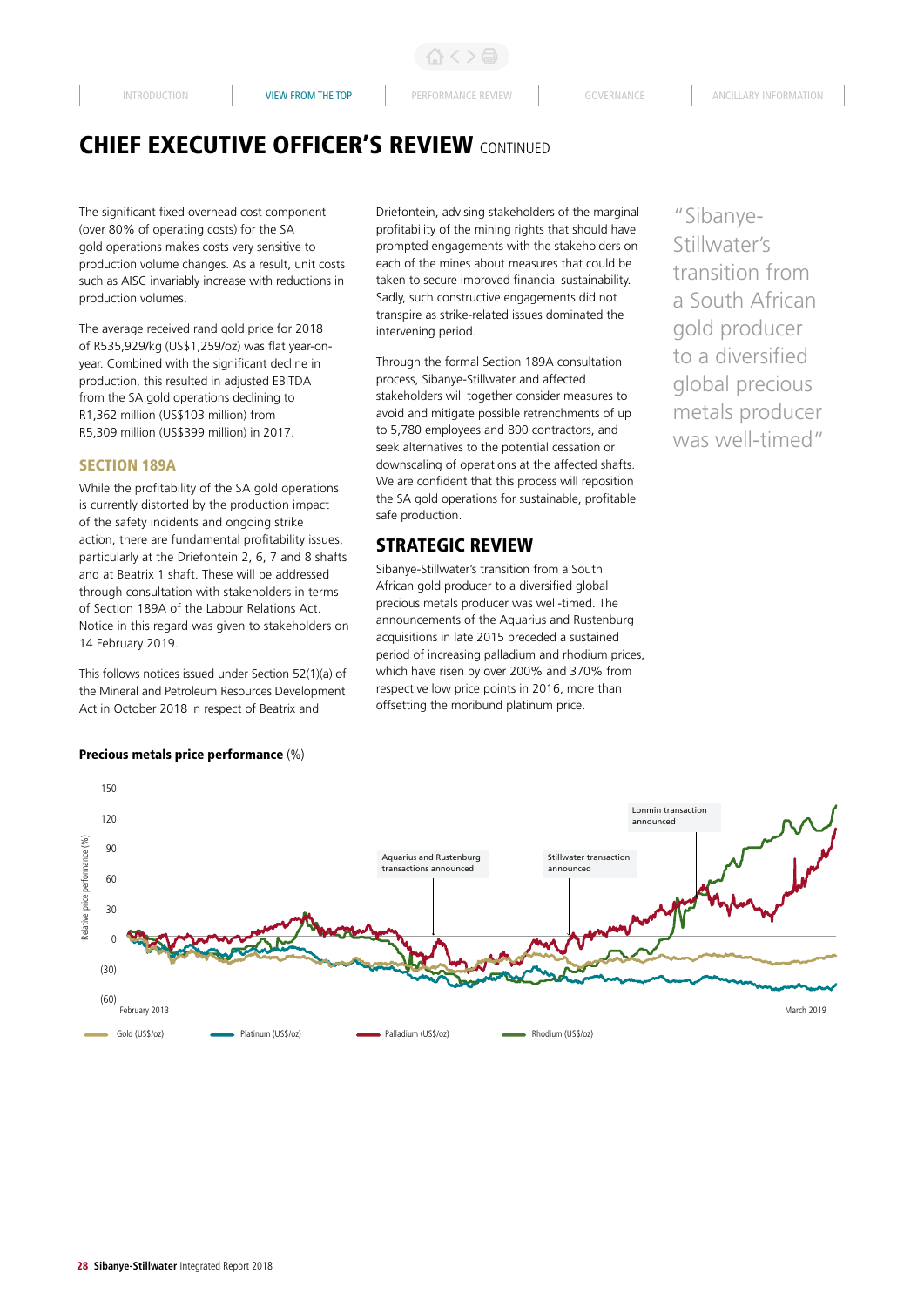# CHIEF EXECUTIVE OFFICER'S REVIEW CONTINUED

The significant fixed overhead cost component (over 80% of operating costs) for the SA gold operations makes costs very sensitive to production volume changes. As a result, unit costs such as AISC invariably increase with reductions in production volumes.

The average received rand gold price for 2018 of R535,929/kg (US$1,259/oz) was flat year-on-year. Combined with the significant decline in production, this resulted in adjusted EBITDA from the SA gold operations declining to R1,362 million (US$103 million) from R5,309 million (US$399 million) in 2017.

## SECTION 189A

While the profitability of the SA gold operations is currently distorted by the production impact of the safety incidents and ongoing strike action, there are fundamental profitability issues, particularly at the Driefontein 2, 6, 7 and 8 shafts and at Beatrix 1 shaft. These will be addressed through consultation with stakeholders in terms of Section 189A of the Labour Relations Act. Notice in this regard was given to stakeholders on 14 February 2019.

This follows notices issued under Section 52(1)(a) of the Mineral and Petroleum Resources Development Act in October 2018 in respect of Beatrix and Driefontein, advising stakeholders of the marginal profitability of the mining rights that should have prompted engagements with the stakeholders on each of the mines about measures that could be taken to secure improved financial sustainability. Sadly, such constructive engagements did not transpire as strike-related issues dominated the intervening period.

Through the formal Section 189A consultation process, Sibanye-Stillwater and affected stakeholders will together consider measures to avoid and mitigate possible retrenchments of up to 5,780 employees and 800 contractors, and seek alternatives to the potential cessation or downscaling of operations at the affected shafts. We are confident that this process will reposition the SA gold operations for sustainable, profitable safe production.

## STRATEGIC REVIEW

Sibanye-Stillwater's transition from a South African gold producer to a diversified global precious metals producer was well-timed. The announcements of the Aquarius and Rustenburg acquisitions in late 2015 preceded a sustained period of increasing palladium and rhodium prices, which have risen by over 200% and 370% from respective low price points in 2016, more than offsetting the moribund platinum price.

"Sibanye-Stillwater's transition from a South African gold producer to a diversified global precious metals producer was well-timed"

**Precious metals price performance** (%)

Relative price performance (%), February 2013 – March 2019. Series: Gold (US$/oz), Platinum (US$/oz), Palladium (US$/oz), Rhodium (US$/oz). Annotations: Aquarius and Rustenburg transactions announced; Stillwater transaction announced; Lonmin transaction announced.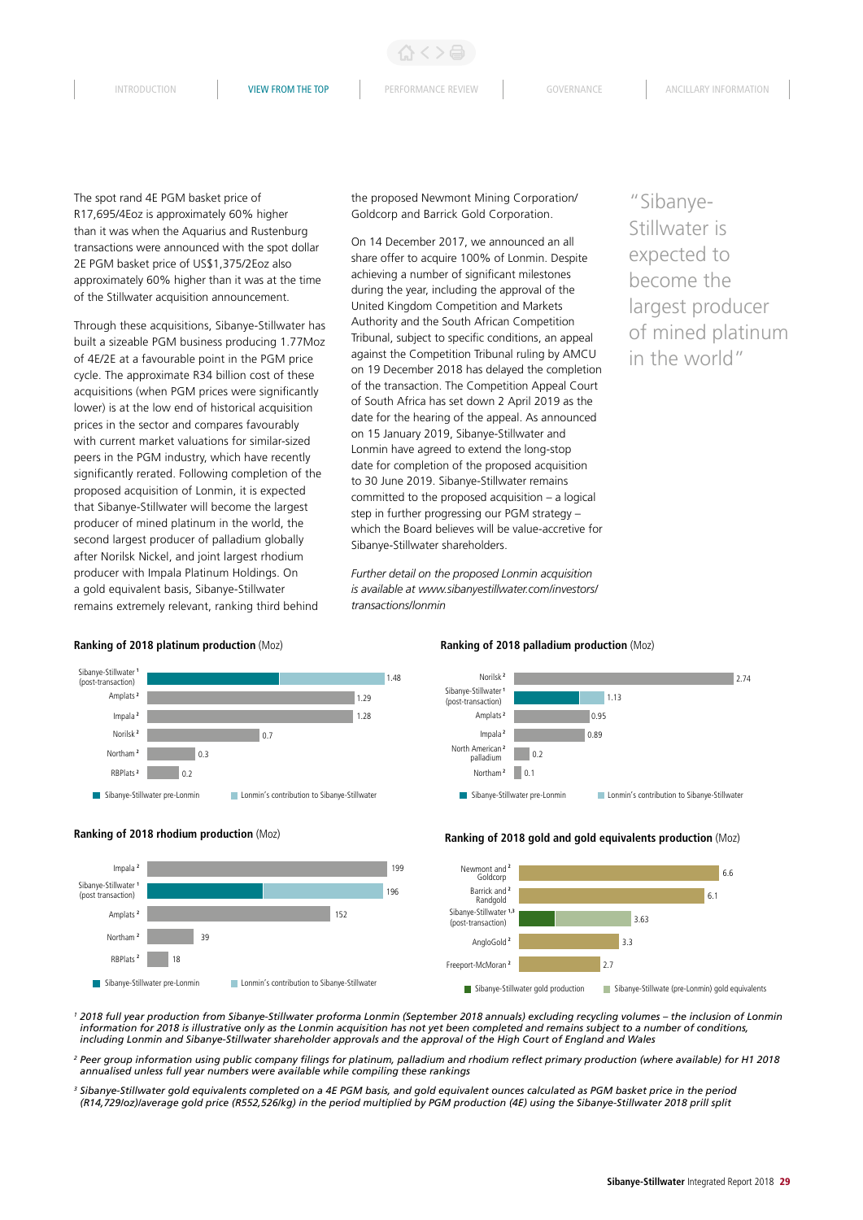The spot rand 4E PGM basket price of R17,695/4Eoz is approximately 60% higher than it was when the Aquarius and Rustenburg transactions were announced with the spot dollar 2E PGM basket price of US$1,375/2Eoz also approximately 60% higher than it was at the time of the Stillwater acquisition announcement.

Through these acquisitions, Sibanye-Stillwater has built a sizeable PGM business producing 1.77Moz of 4E/2E at a favourable point in the PGM price cycle. The approximate R34 billion cost of these acquisitions (when PGM prices were significantly lower) is at the low end of historical acquisition prices in the sector and compares favourably with current market valuations for similar-sized peers in the PGM industry, which have recently significantly rerated. Following completion of the proposed acquisition of Lonmin, it is expected that Sibanye-Stillwater will become the largest producer of mined platinum in the world, the second largest producer of palladium globally after Norilsk Nickel, and joint largest rhodium producer with Impala Platinum Holdings. On a gold equivalent basis, Sibanye-Stillwater remains extremely relevant, ranking third behind the proposed Newmont Mining Corporation/ Goldcorp and Barrick Gold Corporation.

On 14 December 2017, we announced an all share offer to acquire 100% of Lonmin. Despite achieving a number of significant milestones during the year, including the approval of the United Kingdom Competition and Markets Authority and the South African Competition Tribunal, subject to specific conditions, an appeal against the Competition Tribunal ruling by AMCU on 19 December 2018 has delayed the completion of the transaction. The Competition Appeal Court of South Africa has set down 2 April 2019 as the date for the hearing of the appeal. As announced on 15 January 2019, Sibanye-Stillwater and Lonmin have agreed to extend the long-stop date for completion of the proposed acquisition to 30 June 2019. Sibanye-Stillwater remains committed to the proposed acquisition – a logical step in further progressing our PGM strategy – which the Board believes will be value-accretive for Sibanye-Stillwater shareholders.

*Further detail on the proposed Lonmin acquisition is available at www.sibanyestillwater.com/investors/ transactions/lonmin*

> "Sibanye-Stillwater is expected to become the largest producer of mined platinum in the world"

**Ranking of 2018 platinum production** (Moz)

| Producer | Moz |
|---|---|
| Sibanye-Stillwater[1] (post-transaction) | 1.48 |
| Amplats[2] | 1.29 |
| Impala[2] | 1.28 |
| Norilsk[2] | 0.7 |
| Northam[2] | 0.3 |
| RBPlats[2] | 0.2 |

Sibanye-Stillwater pre-Lonmin | Lonmin's contribution to Sibanye-Stillwater

**Ranking of 2018 palladium production** (Moz)

| Producer | Moz |
|---|---|
| Norilsk[2] | 2.74 |
| Sibanye-Stillwater[1] (post-transaction) | 1.13 |
| Amplats[2] | 0.95 |
| Impala[2] | 0.89 |
| North American[2] palladium | 0.2 |
| Northam[2] | 0.1 |

Sibanye-Stillwater pre-Lonmin | Lonmin's contribution to Sibanye-Stillwater

**Ranking of 2018 rhodium production** (Moz)

| Producer | Moz |
|---|---|
| Impala[2] | 199 |
| Sibanye-Stillwater[1] (post transaction) | 196 |
| Amplats[2] | 152 |
| Northam[2] | 39 |
| RBPlats[2] | 18 |

Sibanye-Stillwater pre-Lonmin | Lonmin's contribution to Sibanye-Stillwater

**Ranking of 2018 gold and gold equivalents production** (Moz)

| Producer | Moz |
|---|---|
| Newmont and[2] Goldcorp | 6.6 |
| Barrick and[2] Randgold | 6.1 |
| Sibanye-Stillwater[1,3] (post-transaction) | 3.63 |
| AngloGold[2] | 3.3 |
| Freeport-McMoran[2] | 2.7 |

Sibanye-Stillwater gold production | Sibanye-Stillwate (pre-Lonmin) gold equivalents

*[1] 2018 full year production from Sibanye-Stillwater proforma Lonmin (September 2018 annuals) excluding recycling volumes – the inclusion of Lonmin information for 2018 is illustrative only as the Lonmin acquisition has not yet been completed and remains subject to a number of conditions, including Lonmin and Sibanye-Stillwater shareholder approvals and the approval of the High Court of England and Wales*

*[2] Peer group information using public company filings for platinum, palladium and rhodium reflect primary production (where available) for H1 2018 annualised unless full year numbers were available while compiling these rankings*

*[3] Sibanye-Stillwater gold equivalents completed on a 4E PGM basis, and gold equivalent ounces calculated as PGM basket price in the period (R14,729/oz)/average gold price (R552,526/kg) in the period multiplied by PGM production (4E) using the Sibanye-Stillwater 2018 prill split*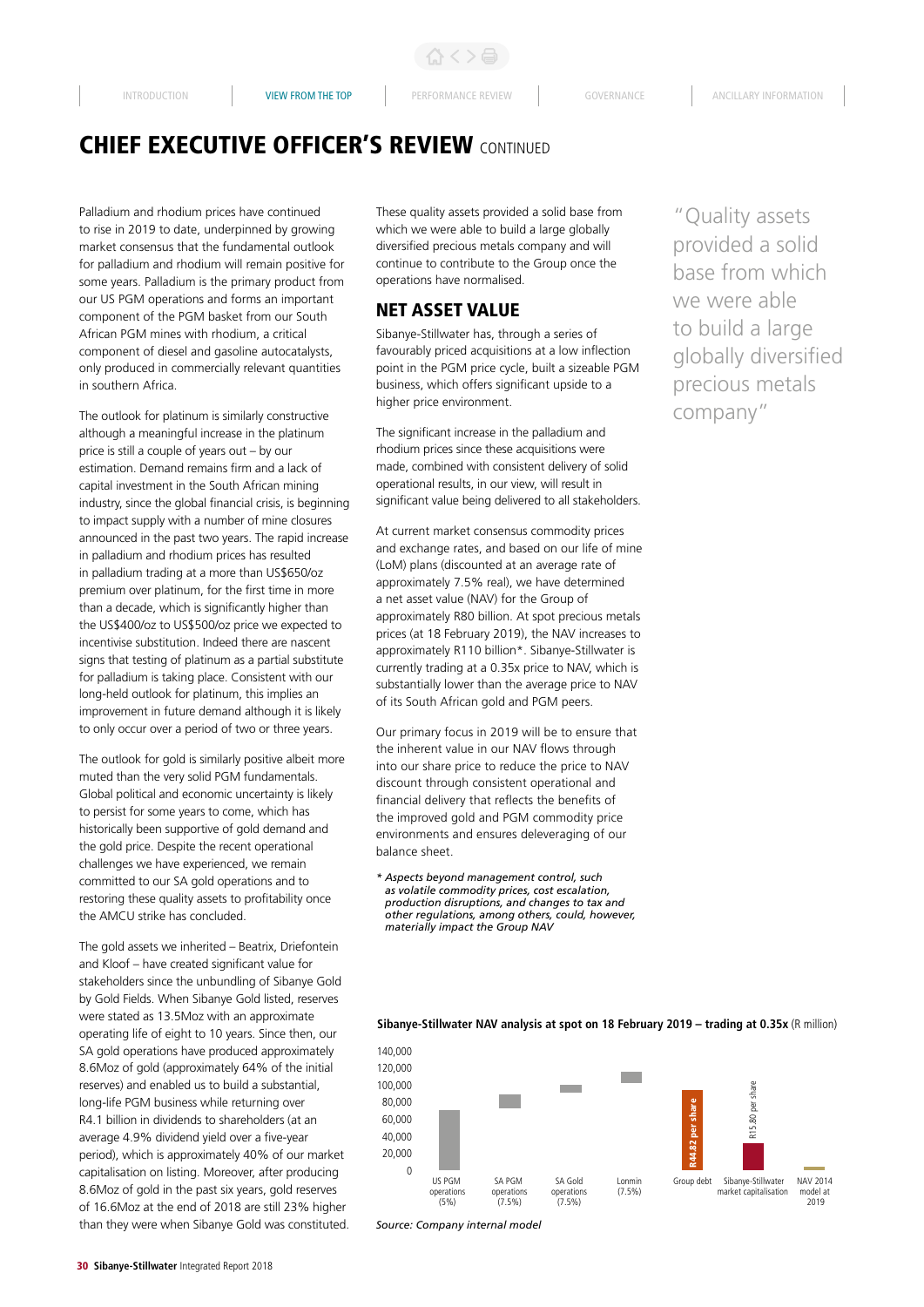# CHIEF EXECUTIVE OFFICER'S REVIEW CONTINUED

Palladium and rhodium prices have continued to rise in 2019 to date, underpinned by growing market consensus that the fundamental outlook for palladium and rhodium will remain positive for some years. Palladium is the primary product from our US PGM operations and forms an important component of the PGM basket from our South African PGM mines with rhodium, a critical component of diesel and gasoline autocatalysts, only produced in commercially relevant quantities in southern Africa.

The outlook for platinum is similarly constructive although a meaningful increase in the platinum price is still a couple of years out – by our estimation. Demand remains firm and a lack of capital investment in the South African mining industry, since the global financial crisis, is beginning to impact supply with a number of mine closures announced in the past two years. The rapid increase in palladium and rhodium prices has resulted in palladium trading at a more than US$650/oz premium over platinum, for the first time in more than a decade, which is significantly higher than the US$400/oz to US$500/oz price we expected to incentivise substitution. Indeed there are nascent signs that testing of platinum as a partial substitute for palladium is taking place. Consistent with our long-held outlook for platinum, this implies an improvement in future demand although it is likely to only occur over a period of two or three years.

The outlook for gold is similarly positive albeit more muted than the very solid PGM fundamentals. Global political and economic uncertainty is likely to persist for some years to come, which has historically been supportive of gold demand and the gold price. Despite the recent operational challenges we have experienced, we remain committed to our SA gold operations and to restoring these quality assets to profitability once the AMCU strike has concluded.

The gold assets we inherited – Beatrix, Driefontein and Kloof – have created significant value for stakeholders since the unbundling of Sibanye Gold by Gold Fields. When Sibanye Gold listed, reserves were stated as 13.5Moz with an approximate operating life of eight to 10 years. Since then, our SA gold operations have produced approximately 8.6Moz of gold (approximately 64% of the initial reserves) and enabled us to build a substantial, long-life PGM business while returning over R4.1 billion in dividends to shareholders (at an average 4.9% dividend yield over a five-year period), which is approximately 40% of our market capitalisation on listing. Moreover, after producing 8.6Moz of gold in the past six years, gold reserves of 16.6Moz at the end of 2018 are still 23% higher than they were when Sibanye Gold was constituted. These quality assets provided a solid base from which we were able to build a large globally diversified precious metals company and will continue to contribute to the Group once the operations have normalised.

> "Quality assets provided a solid base from which we were able to build a large globally diversified precious metals company"

## NET ASSET VALUE

Sibanye-Stillwater has, through a series of favourably priced acquisitions at a low inflection point in the PGM price cycle, built a sizeable PGM business, which offers significant upside to a higher price environment.

The significant increase in the palladium and rhodium prices since these acquisitions were made, combined with consistent delivery of solid operational results, in our view, will result in significant value being delivered to all stakeholders.

At current market consensus commodity prices and exchange rates, and based on our life of mine (LoM) plans (discounted at an average rate of approximately 7.5% real), we have determined a net asset value (NAV) for the Group of approximately R80 billion. At spot precious metals prices (at 18 February 2019), the NAV increases to approximately R110 billion*. Sibanye-Stillwater is currently trading at a 0.35x price to NAV, which is substantially lower than the average price to NAV of its South African gold and PGM peers.

Our primary focus in 2019 will be to ensure that the inherent value in our NAV flows through into our share price to reduce the price to NAV discount through consistent operational and financial delivery that reflects the benefits of the improved gold and PGM commodity price environments and ensures deleveraging of our balance sheet.

*\* Aspects beyond management control, such as volatile commodity prices, cost escalation, production disruptions, and changes to tax and other regulations, among others, could, however, materially impact the Group NAV*

**Sibanye-Stillwater NAV analysis at spot on 18 February 2019 – trading at 0.35x** (R million)

Y-axis: 0; 20,000; 40,000; 60,000; 80,000; 100,000; 120,000; 140,000

Categories: US PGM operations (5%); SA PGM operations (7.5%); SA Gold operations (7.5%); Lonmin (7.5%); Group debt; Sibanye-Stillwater market capitalisation; NAV 2014 model at 2019

Bar labels: R44.82 per share; R15.80 per share

*Source: Company internal model*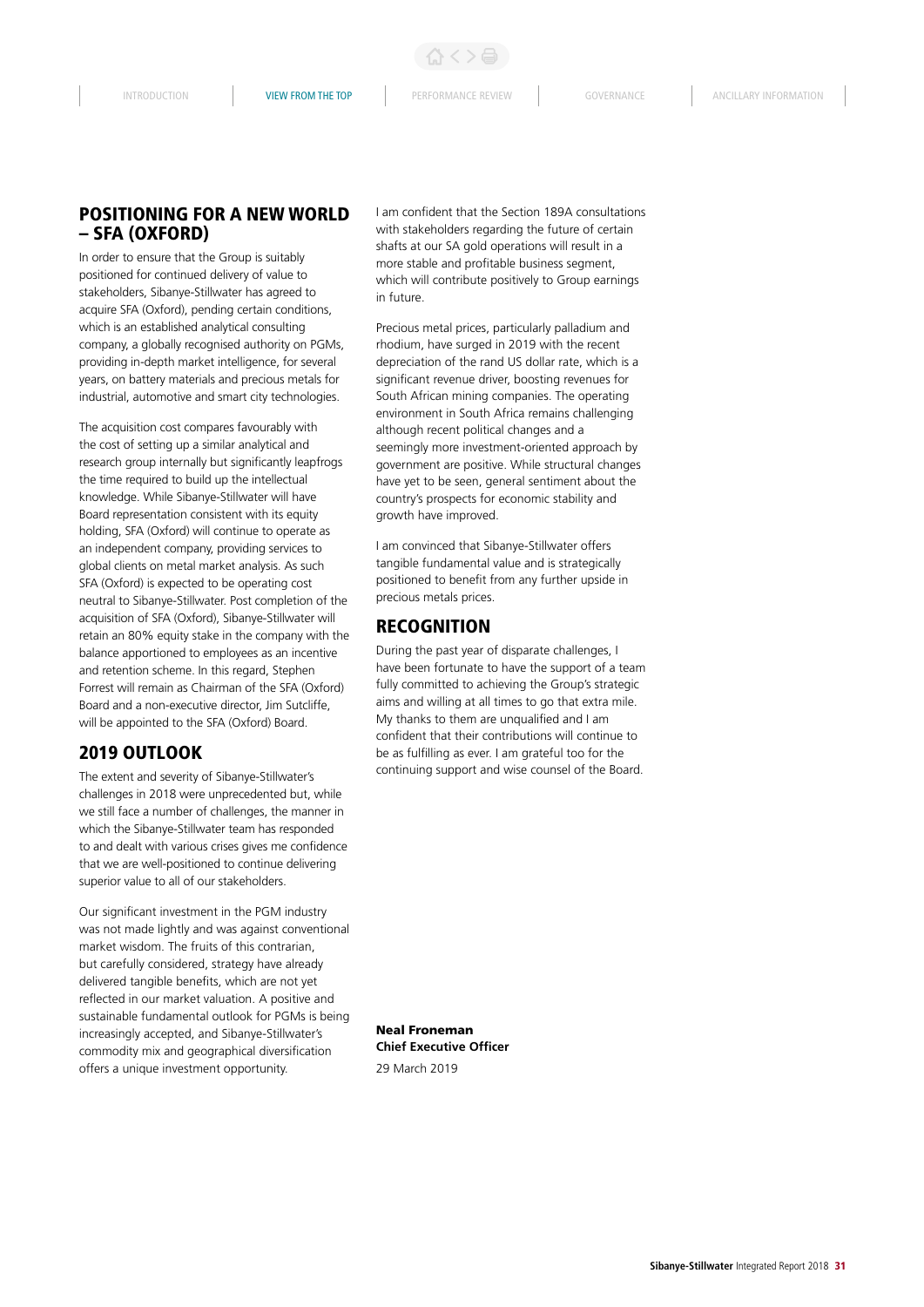## POSITIONING FOR A NEW WORLD – SFA (OXFORD)

In order to ensure that the Group is suitably positioned for continued delivery of value to stakeholders, Sibanye-Stillwater has agreed to acquire SFA (Oxford), pending certain conditions, which is an established analytical consulting company, a globally recognised authority on PGMs, providing in-depth market intelligence, for several years, on battery materials and precious metals for industrial, automotive and smart city technologies.

The acquisition cost compares favourably with the cost of setting up a similar analytical and research group internally but significantly leapfrogs the time required to build up the intellectual knowledge. While Sibanye-Stillwater will have Board representation consistent with its equity holding, SFA (Oxford) will continue to operate as an independent company, providing services to global clients on metal market analysis. As such SFA (Oxford) is expected to be operating cost neutral to Sibanye-Stillwater. Post completion of the acquisition of SFA (Oxford), Sibanye-Stillwater will retain an 80% equity stake in the company with the balance apportioned to employees as an incentive and retention scheme. In this regard, Stephen Forrest will remain as Chairman of the SFA (Oxford) Board and a non-executive director, Jim Sutcliffe, will be appointed to the SFA (Oxford) Board.

## 2019 OUTLOOK

The extent and severity of Sibanye-Stillwater's challenges in 2018 were unprecedented but, while we still face a number of challenges, the manner in which the Sibanye-Stillwater team has responded to and dealt with various crises gives me confidence that we are well-positioned to continue delivering superior value to all of our stakeholders.

Our significant investment in the PGM industry was not made lightly and was against conventional market wisdom. The fruits of this contrarian, but carefully considered, strategy have already delivered tangible benefits, which are not yet reflected in our market valuation. A positive and sustainable fundamental outlook for PGMs is being increasingly accepted, and Sibanye-Stillwater's commodity mix and geographical diversification offers a unique investment opportunity.

I am confident that the Section 189A consultations with stakeholders regarding the future of certain shafts at our SA gold operations will result in a more stable and profitable business segment, which will contribute positively to Group earnings in future.

Precious metal prices, particularly palladium and rhodium, have surged in 2019 with the recent depreciation of the rand US dollar rate, which is a significant revenue driver, boosting revenues for South African mining companies. The operating environment in South Africa remains challenging although recent political changes and a seemingly more investment-oriented approach by government are positive. While structural changes have yet to be seen, general sentiment about the country's prospects for economic stability and growth have improved.

I am convinced that Sibanye-Stillwater offers tangible fundamental value and is strategically positioned to benefit from any further upside in precious metals prices.

## RECOGNITION

During the past year of disparate challenges, I have been fortunate to have the support of a team fully committed to achieving the Group's strategic aims and willing at all times to go that extra mile. My thanks to them are unqualified and I am confident that their contributions will continue to be as fulfilling as ever. I am grateful too for the continuing support and wise counsel of the Board.

**Neal Froneman**
**Chief Executive Officer**

29 March 2019